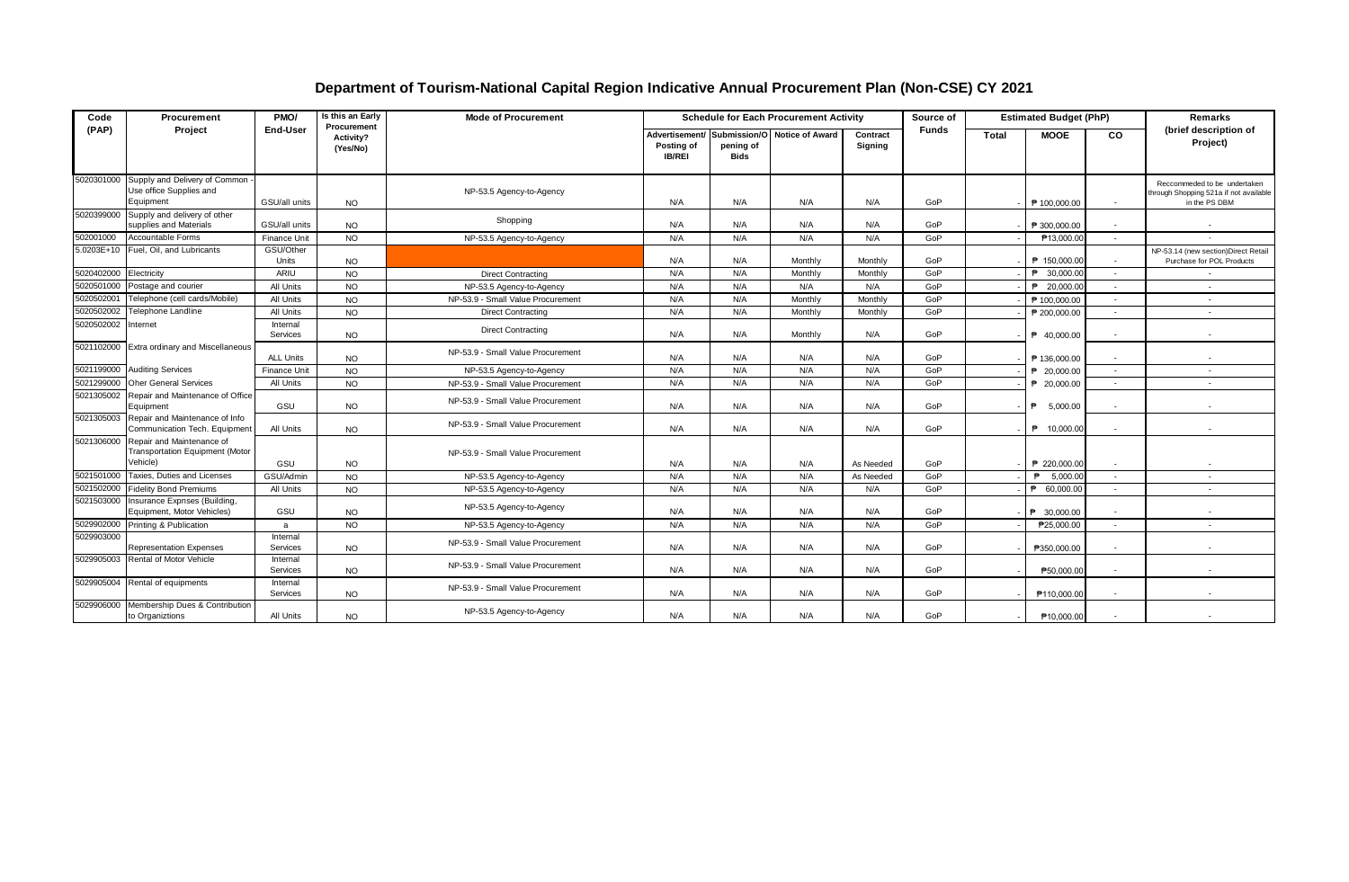# Department of Tourism-National Capital Region Indicative Annual Procurement Plan (Non-CSE) CY 2021

| Code (PAP) | Procurement Project | PMO/ End-User | Is this an Early Procurement Activity? (Yes/No) | Mode of Procurement | Schedule for Each Procurement Activity | | | | Source of Funds | Estimated Budget (PhP) | | | Remarks (brief description of Project) |
|---|---|---|---|---|---|---|---|---|---|---|---|---|---|
| | | | | | Advertisement/ Posting of IB/REI | Submission/Opening of Bids | Notice of Award | Contract Signing | | Total | MOOE | CO | |
| 5020301000 | Supply and Delivery of Common - Use office Supplies and Equipment | GSU/all units | NO | NP-53.5 Agency-to-Agency | N/A | N/A | N/A | N/A | GoP | - | ₱ 100,000.00 | - | Reccommeded to be undertaken through Shopping 521a if not available in the PS DBM |
| 5020399000 | Supply and delivery of other supplies and Materials | GSU/all units | NO | Shopping | N/A | N/A | N/A | N/A | GoP | - | ₱ 300,000.00 | - | - |
| 502001000 | Accountable Forms | Finance Unit | NO | NP-53.5 Agency-to-Agency | N/A | N/A | N/A | N/A | GoP | - | ₱13,000.00 | - | - |
| 5.0203E+10 | Fuel, Oil, and Lubricants | GSU/Other Units | NO | | N/A | N/A | Monthly | Monthly | GoP | - | ₱ 150,000.00 | - | NP-53.14 (new section)Direct Retail Purchase for POL Products |
| 5020402000 | Electricity | ARIU | NO | Direct Contracting | N/A | N/A | Monthly | Monthly | GoP | - | ₱ 30,000.00 | - | - |
| 5020501000 | Postage and courier | All Units | NO | NP-53.5 Agency-to-Agency | N/A | N/A | N/A | N/A | GoP | - | ₱ 20,000.00 | - | - |
| 5020502001 | Telephone (cell cards/Mobile) | All Units | NO | NP-53.9 - Small Value Procurement | N/A | N/A | Monthly | Monthly | GoP | - | ₱ 100,000.00 | - | - |
| 5020502002 | Telephone Landline | All Units | NO | Direct Contracting | N/A | N/A | Monthly | Monthly | GoP | - | ₱ 200,000.00 | - | - |
| 5020502002 | Internet | Internal Services | NO | Direct Contracting | N/A | N/A | Monthly | N/A | GoP | - | ₱ 40,000.00 | - | - |
| 5021102000 | Extra ordinary and Miscellaneous | ALL Units | NO | NP-53.9 - Small Value Procurement | N/A | N/A | N/A | N/A | GoP | - | ₱ 136,000.00 | - | - |
| 5021199000 | Auditing Services | Finance Unit | NO | NP-53.5 Agency-to-Agency | N/A | N/A | N/A | N/A | GoP | - | ₱ 20,000.00 | - | - |
| 5021299000 | Oher General Services | All Units | NO | NP-53.9 - Small Value Procurement | N/A | N/A | N/A | N/A | GoP | - | ₱ 20,000.00 | - | - |
| 5021305002 | Repair and Maintenance of Office Equipment | GSU | NO | NP-53.9 - Small Value Procurement | N/A | N/A | N/A | N/A | GoP | - | ₱ 5,000.00 | - | - |
| 5021305003 | Repair and Maintenance of Info Communication Tech. Equipment | All Units | NO | NP-53.9 - Small Value Procurement | N/A | N/A | N/A | N/A | GoP | - | ₱ 10,000.00 | - | - |
| 5021306000 | Repair and Maintenance of Transportation Equipment (Motor Vehicle) | GSU | NO | NP-53.9 - Small Value Procurement | N/A | N/A | N/A | As Needed | GoP | - | ₱ 220,000.00 | - | - |
| 5021501000 | Taxies, Duties and Licenses | GSU/Admin | NO | NP-53.5 Agency-to-Agency | N/A | N/A | N/A | As Needed | GoP | - | ₱ 5,000.00 | - | - |
| 5021502000 | Fidelity Bond Premiums | All Units | NO | NP-53.5 Agency-to-Agency | N/A | N/A | N/A | N/A | GoP | - | ₱ 60,000.00 | - | - |
| 5021503000 | Insurance Expnses (Building, Equipment, Motor Vehicles) | GSU | NO | NP-53.5 Agency-to-Agency | N/A | N/A | N/A | N/A | GoP | - | ₱ 30,000.00 | - | - |
| 5029902000 | Printing & Publication | a | NO | NP-53.5 Agency-to-Agency | N/A | N/A | N/A | N/A | GoP | - | ₱25,000.00 | - | - |
| 5029903000 | Representation Expenses | Internal Services | NO | NP-53.9 - Small Value Procurement | N/A | N/A | N/A | N/A | GoP | - | ₱350,000.00 | - | - |
| 5029905003 | Rental of Motor Vehicle | Internal Services | NO | NP-53.9 - Small Value Procurement | N/A | N/A | N/A | N/A | GoP | - | ₱50,000.00 | - | - |
| 5029905004 | Rental of equipments | Internal Services | NO | NP-53.9 - Small Value Procurement | N/A | N/A | N/A | N/A | GoP | - | ₱110,000.00 | - | - |
| 5029906000 | Membership Dues & Contribution to Organiztions | All Units | NO | NP-53.5 Agency-to-Agency | N/A | N/A | N/A | N/A | GoP | - | ₱10,000.00 | - | - |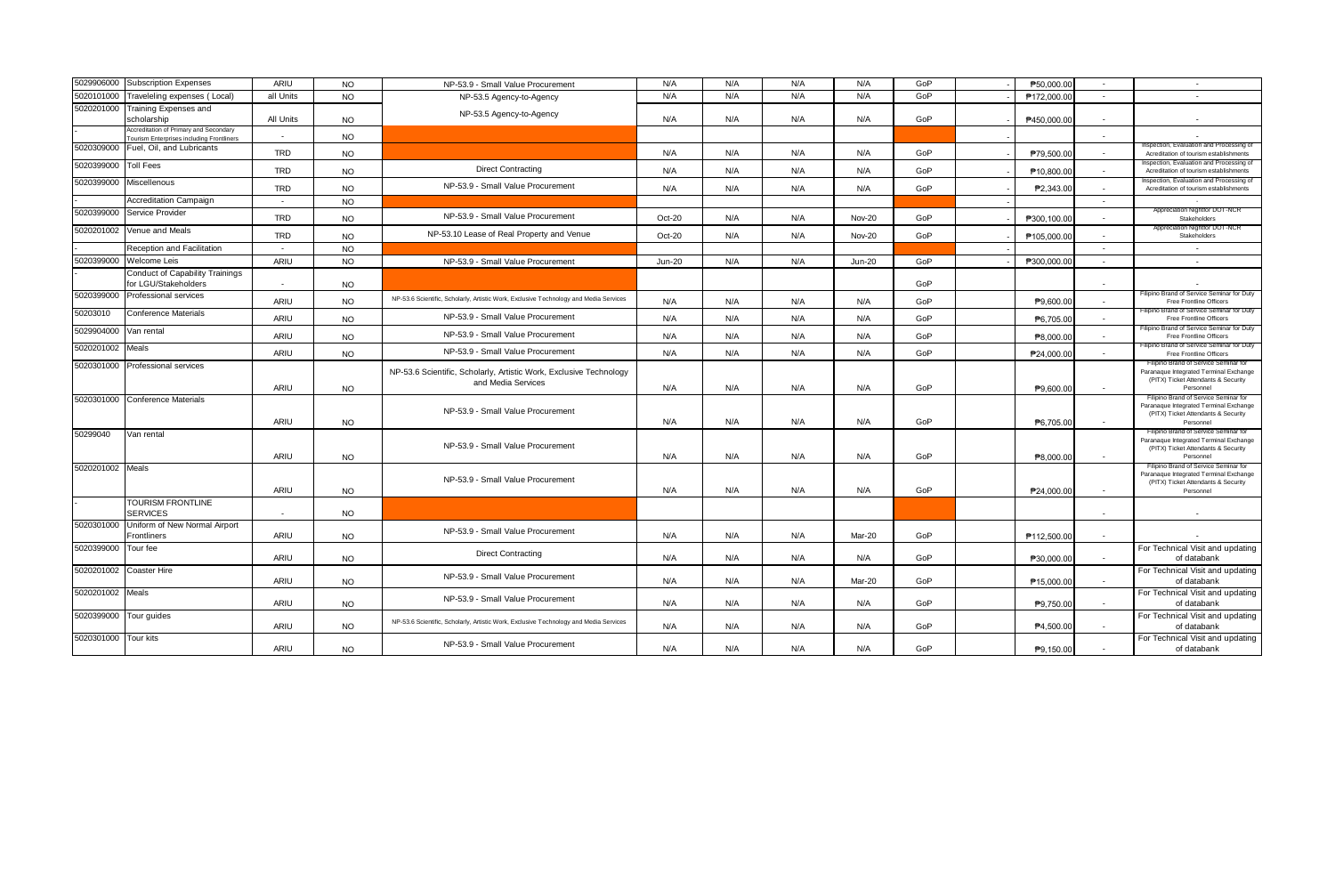| | | | | | | | | | | | | | |
|---|---|---|---|---|---|---|---|---|---|---|---|---|---|
| 5029906000 | Subscription Expenses | ARIU | NO | NP-53.9 - Small Value Procurement | N/A | N/A | N/A | N/A | GoP | - | ₱50,000.00 | - | - |
| 5020101000 | Traveleling expenses ( Local) | all Units | NO | NP-53.5 Agency-to-Agency | N/A | N/A | N/A | N/A | GoP | - | ₱172,000.00 | - | - |
| 5020201000 | Training Expenses and scholarship | All Units | NO | NP-53.5 Agency-to-Agency | N/A | N/A | N/A | N/A | GoP | - | ₱450,000.00 | - | - |
| - | Accreditation of Primary and Secondary Tourism Enterprises including Frontliners | - | NO | | | | | | | - | | - | - |
| 5020309000 | Fuel, Oil, and Lubricants | TRD | NO | | N/A | N/A | N/A | N/A | GoP | - | ₱79,500.00 | - | Inspection, Evaluation and Processing of Acreditation of tourism establishments |
| 5020399000 | Toll Fees | TRD | NO | Direct Contracting | N/A | N/A | N/A | N/A | GoP | - | ₱10,800.00 | - | Inspection, Evaluation and Processing of Acreditation of tourism establishments |
| 5020399000 | Miscellenous | TRD | NO | NP-53.9 - Small Value Procurement | N/A | N/A | N/A | N/A | GoP | - | ₱2,343.00 | - | Inspection, Evaluation and Processing of Acreditation of tourism establishments |
| - | Accreditation Campaign | - | NO | | | | | | | - | | - | |
| 5020399000 | Service Provider | TRD | NO | NP-53.9 - Small Value Procurement | Oct-20 | N/A | N/A | Nov-20 | GoP | - | ₱300,100.00 | - | Appreciation Nightfor DOT-NCR Stakeholders |
| 5020201002 | Venue and Meals | TRD | NO | NP-53.10 Lease of Real Property and Venue | Oct-20 | N/A | N/A | Nov-20 | GoP | - | ₱105,000.00 | - | Appreciation Nightfor DOT-NCR Stakeholders |
| - | Reception and Facilitation | - | NO | | | | | | | - | | - | - |
| 5020399000 | Welcome Leis | ARIU | NO | NP-53.9 - Small Value Procurement | Jun-20 | N/A | N/A | Jun-20 | GoP | - | ₱300,000.00 | - | - |
| - | Conduct of Capability Trainings for LGU/Stakeholders | - | NO | | | | | | GoP | | | - | - |
| 5020399000 | Professional services | ARIU | NO | NP-53.6 Scientific, Scholarly, Artistic Work, Exclusive Technology and Media Services | N/A | N/A | N/A | N/A | GoP | | ₱9,600.00 | - | Filipino Brand of Service Seminar for Duty Free Frontline Officers |
| 50203010 | Conference Materials | ARIU | NO | NP-53.9 - Small Value Procurement | N/A | N/A | N/A | N/A | GoP | | ₱6,705.00 | - | Filipino Brand of Service Seminar for Duty Free Frontline Officers |
| 5029904000 | Van rental | ARIU | NO | NP-53.9 - Small Value Procurement | N/A | N/A | N/A | N/A | GoP | | ₱8,000.00 | - | Filipino Brand of Service Seminar for Duty Free Frontline Officers |
| 5020201002 | Meals | ARIU | NO | NP-53.9 - Small Value Procurement | N/A | N/A | N/A | N/A | GoP | | ₱24,000.00 | - | Filipino Brand of Service Seminar for Duty Free Frontline Officers |
| 5020301000 | Professional services | ARIU | NO | NP-53.6 Scientific, Scholarly, Artistic Work, Exclusive Technology and Media Services | N/A | N/A | N/A | N/A | GoP | | ₱9,600.00 | - | Filipino Brand of Service Seminar for Paranaque Integrated Terminal Exchange (PITX) Ticket Attendants & Security Personnel |
| 5020301000 | Conference Materials | ARIU | NO | NP-53.9 - Small Value Procurement | N/A | N/A | N/A | N/A | GoP | | ₱6,705.00 | - | Filipino Brand of Service Seminar for Paranaque Integrated Terminal Exchange (PITX) Ticket Attendants & Security Personnel |
| 50299040 | Van rental | ARIU | NO | NP-53.9 - Small Value Procurement | N/A | N/A | N/A | N/A | GoP | | ₱8,000.00 | - | Filipino Brand of Service Seminar for Paranaque Integrated Terminal Exchange (PITX) Ticket Attendants & Security Personnel |
| 5020201002 | Meals | ARIU | NO | NP-53.9 - Small Value Procurement | N/A | N/A | N/A | N/A | GoP | | ₱24,000.00 | - | Filipino Brand of Service Seminar for Paranaque Integrated Terminal Exchange (PITX) Ticket Attendants & Security Personnel |
| - | TOURISM FRONTLINE SERVICES | - | NO | | | | | | | | | - | - |
| 5020301000 | Uniform of New Normal Airport Frontliners | ARIU | NO | NP-53.9 - Small Value Procurement | N/A | N/A | N/A | Mar-20 | GoP | | ₱112,500.00 | - | - |
| 5020399000 | Tour fee | ARIU | NO | Direct Contracting | N/A | N/A | N/A | N/A | GoP | | ₱30,000.00 | - | For Technical Visit and updating of databank |
| 5020201002 | Coaster Hire | ARIU | NO | NP-53.9 - Small Value Procurement | N/A | N/A | N/A | Mar-20 | GoP | | ₱15,000.00 | - | For Technical Visit and updating of databank |
| 5020201002 | Meals | ARIU | NO | NP-53.9 - Small Value Procurement | N/A | N/A | N/A | N/A | GoP | | ₱9,750.00 | - | For Technical Visit and updating of databank |
| 5020399000 | Tour guides | ARIU | NO | NP-53.6 Scientific, Scholarly, Artistic Work, Exclusive Technology and Media Services | N/A | N/A | N/A | N/A | GoP | | ₱4,500.00 | - | For Technical Visit and updating of databank |
| 5020301000 | Tour kits | ARIU | NO | NP-53.9 - Small Value Procurement | N/A | N/A | N/A | N/A | GoP | | ₱9,150.00 | - | For Technical Visit and updating of databank |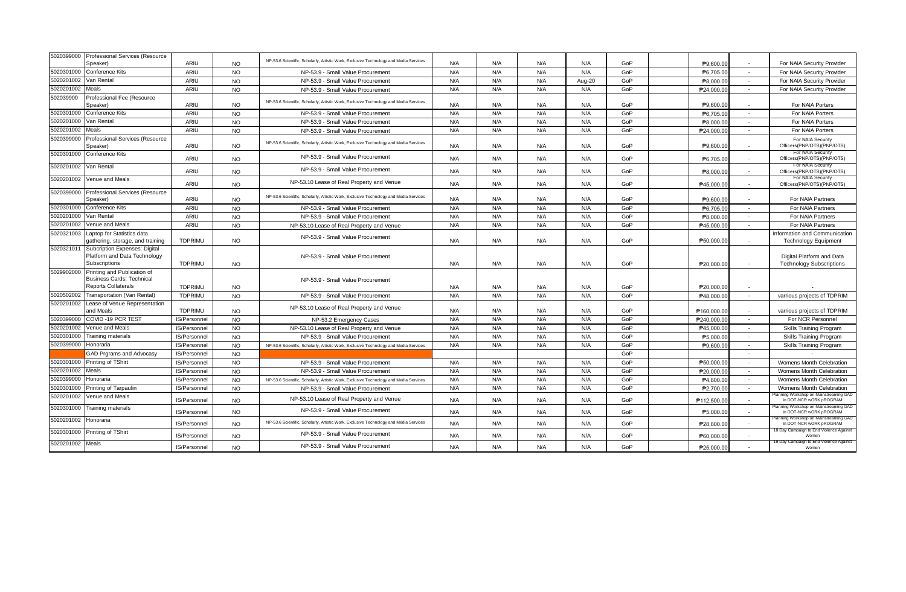| | | | | | | | | | | | | | |
|---|---|---|---|---|---|---|---|---|---|---|---|---|---|
| 5020399000 | Professional Services (Resource Speaker) | ARIU | NO | NP-53.6 Scientific, Scholarly, Artistic Work, Exclusive Technology and Media Services | N/A | N/A | N/A | N/A | GoP | | ₱9,600.00 | - | For NAIA Security Provider |
| 5020301000 | Conference Kits | ARIU | NO | NP-53.9 - Small Value Procurement | N/A | N/A | N/A | N/A | GoP | | ₱6,705.00 | - | For NAIA Security Provider |
| 5020201002 | Van Rental | ARIU | NO | NP-53.9 - Small Value Procurement | N/A | N/A | N/A | Aug-20 | GoP | | ₱8,000.00 | - | For NAIA Security Provider |
| 5020201002 | Meals | ARIU | NO | NP-53.9 - Small Value Procurement | N/A | N/A | N/A | N/A | GoP | | ₱24,000.00 | - | For NAIA Security Provider |
| 502039900 | Professional Fee (Resource Speaker) | ARIU | NO | NP-53.6 Scientific, Scholarly, Artistic Work, Exclusive Technology and Media Services | N/A | N/A | N/A | N/A | GoP | | ₱9,600.00 | - | For NAIA Porters |
| 5020301000 | Conference Kits | ARIU | NO | NP-53.9 - Small Value Procurement | N/A | N/A | N/A | N/A | GoP | | ₱6,705.00 | - | For NAIA Porters |
| 5020201000 | Van Rental | ARIU | NO | NP-53.9 - Small Value Procurement | N/A | N/A | N/A | N/A | GoP | | ₱8,000.00 | - | For NAIA Porters |
| 5020201002 | Meals | ARIU | NO | NP-53.9 - Small Value Procurement | N/A | N/A | N/A | N/A | GoP | | ₱24,000.00 | - | For NAIA Porters |
| 5020399000 | Professional Services (Resource Speaker) | ARIU | NO | NP-53.6 Scientific, Scholarly, Artistic Work, Exclusive Technology and Media Services | N/A | N/A | N/A | N/A | GoP | | ₱9,600.00 | - | For NAIA Security Officers(PNP/OTS)(PNP/OTS) |
| 5020301000 | Conference Kits | ARIU | NO | NP-53.9 - Small Value Procurement | N/A | N/A | N/A | N/A | GoP | | ₱6,705.00 | - | For NAIA Security Officers(PNP/OTS)(PNP/OTS) |
| 5020201002 | Van Rental | ARIU | NO | NP-53.9 - Small Value Procurement | N/A | N/A | N/A | N/A | GoP | | ₱8,000.00 | - | For NAIA Security Officers(PNP/OTS)(PNP/OTS) |
| 5020201002 | Venue and Meals | ARIU | NO | NP-53.10 Lease of Real Property and Venue | N/A | N/A | N/A | N/A | GoP | | ₱45,000.00 | - | For NAIA Security Officers(PNP/OTS)(PNP/OTS) |
| 5020399000 | Professional Services (Resource Speaker) | ARIU | NO | NP-53.6 Scientific, Scholarly, Artistic Work, Exclusive Technology and Media Services | N/A | N/A | N/A | N/A | GoP | | ₱9,600.00 | - | For NAIA Partners |
| 5020301000 | Conference Kits | ARIU | NO | NP-53.9 - Small Value Procurement | N/A | N/A | N/A | N/A | GoP | | ₱6,705.00 | - | For NAIA Partners |
| 5020201000 | Van Rental | ARIU | NO | NP-53.9 - Small Value Procurement | N/A | N/A | N/A | N/A | GoP | | ₱8,000.00 | - | For NAIA Partners |
| 5020201002 | Venue and Meals | ARIU | NO | NP-53.10 Lease of Real Property and Venue | N/A | N/A | N/A | N/A | GoP | | ₱45,000.00 | - | For NAIA Partners |
| 5020321003 | Laptop for Statistics data gathering, storage, and training | TDPRIMU | NO | NP-53.9 - Small Value Procurement | N/A | N/A | N/A | N/A | GoP | | ₱50,000.00 | - | Information and Communication Technology Equipment |
| 5020321011 | Subcription Expenses: Digital Platform and Data Technology Subscriptions | TDPRIMU | NO | NP-53.9 - Small Value Procurement | N/A | N/A | N/A | N/A | GoP | | ₱20,000.00 | - | Digital Platform and Data Technology Subscriptions |
| 5029902000 | Printing and Publication of Business Cards: Technical Reports Collaterals | TDPRIMU | NO | NP-53.9 - Small Value Procurement | N/A | N/A | N/A | N/A | GoP | | ₱20,000.00 | - | - |
| 5020502002 | Transportation (Van Rental) | TDPRIMU | NO | NP-53.9 - Small Value Procurement | N/A | N/A | N/A | N/A | GoP | | ₱48,000.00 | - | varrious projects of TDPRIM |
| 5020201002 | Lease of Venue Representation and Meals | TDPRIMU | NO | NP-53.10 Lease of Real Property and Venue | N/A | N/A | N/A | N/A | GoP | | ₱160,000.00 | - | varrious projects of TDPRIM |
| 5020399000 | COVID -19 PCR TEST | IS/Personnel | NO | NP-53.2 Emergency Cases | N/A | N/A | N/A | N/A | GoP | | ₱240,000.00 | - | For NCR Personnel |
| 5020201002 | Venue and Meals | IS/Personnel | NO | NP-53.10 Lease of Real Property and Venue | N/A | N/A | N/A | N/A | GoP | | ₱45,000.00 | - | Skills Training Program |
| 5020301000 | Training materials | IS/Personnel | NO | NP-53.9 - Small Value Procurement | N/A | N/A | N/A | N/A | GoP | | ₱5,000.00 | - | Skills Training Program |
| 5020399000 | Honoraria | IS/Personnel | NO | NP-53.6 Scientific, Scholarly, Artistic Work, Exclusive Technology and Media Services | N/A | N/A | N/A | N/A | GoP | | ₱9,600.00 | - | Skills Training Program |
| | GAD Prgrams and Advocasy | IS/Personnel | NO | | | | | | GoP | | | - | - |
| 5020301000 | Printing of TShirt | IS/Personnel | NO | NP-53.9 - Small Value Procurement | N/A | N/A | N/A | N/A | GoP | | ₱50,000.00 | - | Womens Month Celebration |
| 5020201002 | Meals | IS/Personnel | NO | NP-53.9 - Small Value Procurement | N/A | N/A | N/A | N/A | GoP | | ₱20,000.00 | - | Womens Month Celebration |
| 5020399000 | Honoraria | IS/Personnel | NO | NP-53.6 Scientific, Scholarly, Artistic Work, Exclusive Technology and Media Services | N/A | N/A | N/A | N/A | GoP | | ₱4,800.00 | - | Womens Month Celebration |
| 5020301000 | Printing of Tarpaulin | IS/Personnel | NO | NP-53.9 - Small Value Procurement | N/A | N/A | N/A | N/A | GoP | | ₱2,700.00 | - | Womens Month Celebration |
| 5020201002 | Venue and Meals | IS/Personnel | NO | NP-53.10 Lease of Real Property and Venue | N/A | N/A | N/A | N/A | GoP | | ₱112,500.00 | - | Planning Workshop on Mainstreaming GAD in DOT-NCR wORK pROGRAM |
| 5020301000 | Training materials | IS/Personnel | NO | NP-53.9 - Small Value Procurement | N/A | N/A | N/A | N/A | GoP | | ₱5,000.00 | - | Planning Workshop on Mainstreaming GAD in DOT-NCR wORK pROGRAM |
| 5020201002 | Honoraria | IS/Personnel | NO | NP-53.6 Scientific, Scholarly, Artistic Work, Exclusive Technology and Media Services | N/A | N/A | N/A | N/A | GoP | | ₱28,800.00 | - | Planning Workshop on Mainstreaming GAD in DOT-NCR wORK pROGRAM |
| 5020301000 | Printing of TShirt | IS/Personnel | NO | NP-53.9 - Small Value Procurement | N/A | N/A | N/A | N/A | GoP | | ₱60,000.00 | - | 18 Day Campaign to End Violence Against Women |
| 5020201002 | Meals | IS/Personnel | NO | NP-53.9 - Small Value Procurement | N/A | N/A | N/A | N/A | GoP | | ₱25,000.00 | - | 19 Day Campaign to End Violence Against Women |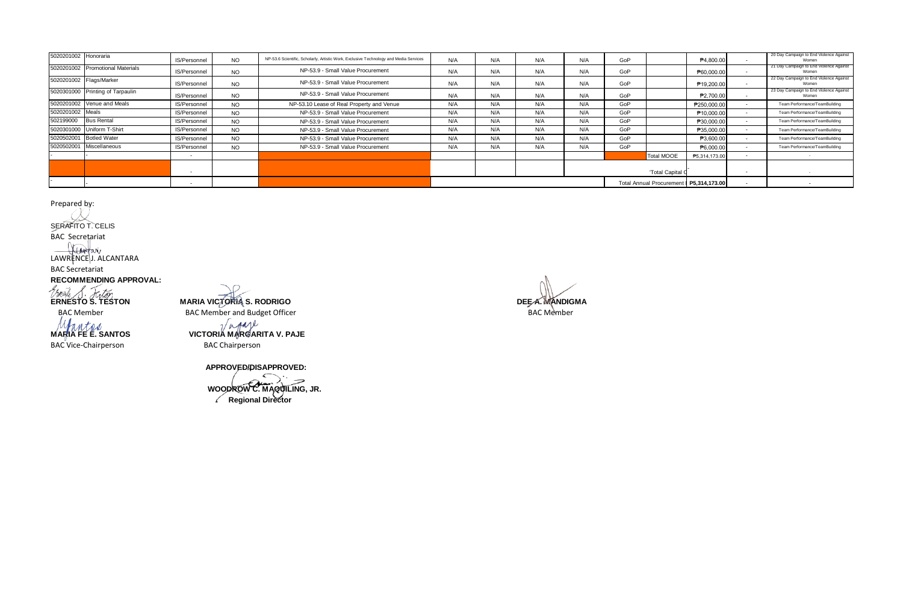| | | | | | | | | | | | | | |
|---|---|---|---|---|---|---|---|---|---|---|---|---|---|
| 5020201002 | Honoraria | IS/Personnel | NO | NP-53.6 Scientific, Scholarly, Artistic Work, Exclusive Technology and Media Services | N/A | N/A | N/A | N/A | GoP | | ₱4,800.00 | - | 20 Day Campaign to End Violence Against Women |
| 5020201002 | Promotional Materials | IS/Personnel | NO | NP-53.9 - Small Value Procurement | N/A | N/A | N/A | N/A | GoP | | ₱60,000.00 | - | 21 Day Campaign to End Violence Against Women |
| 5020201002 | Flags/Marker | IS/Personnel | NO | NP-53.9 - Small Value Procurement | N/A | N/A | N/A | N/A | GoP | | ₱19,200.00 | - | 22 Day Campaign to End Violence Against Women |
| 5020301000 | Printing of Tarpaulin | IS/Personnel | NO | NP-53.9 - Small Value Procurement | N/A | N/A | N/A | N/A | GoP | | ₱2,700.00 | - | 23 Day Campaign to End Violence Against Women |
| 5020201002 | Venue and Meals | IS/Personnel | NO | NP-53.10 Lease of Real Property and Venue | N/A | N/A | N/A | N/A | GoP | | ₱250,000.00 | - | Team Performance/TeamBuilding |
| 5020201002 | Meals | IS/Personnel | NO | NP-53.9 - Small Value Procurement | N/A | N/A | N/A | N/A | GoP | | ₱10,000.00 | - | Team Performance/TeamBuilding |
| 502199000 | Bus Rental | IS/Personnel | NO | NP-53.9 - Small Value Procurement | N/A | N/A | N/A | N/A | GoP | | ₱30,000.00 | - | Team Performance/TeamBuilding |
| 5020301000 | Uniform T-Shirt | IS/Personnel | NO | NP-53.9 - Small Value Procurement | N/A | N/A | N/A | N/A | GoP | | ₱35,000.00 | - | Team Performance/TeamBuilding |
| 5020502001 | Botled Water | IS/Personnel | NO | NP-53.9 - Small Value Procurement | N/A | N/A | N/A | N/A | GoP | | ₱3,600.00 | - | Team Performance/TeamBuilding |
| 5020502001 | Miscellaneous | IS/Personnel | NO | NP-53.9 - Small Value Procurement | N/A | N/A | N/A | N/A | GoP | | ₱6,000.00 | - | Team Performance/TeamBuilding |
| - | - | - | | | | | | | | Total MOOE | ₱5,314,173.00 | - | - |
| | | - | | | | | | | | 'Total Capital O | - | - | - |
| - | - | - | | | | | | | | Total Annual Procurement | P5,314,173.00 | - | - |

Prepared by:

SERAFITO T. CELIS
BAC Secretariat

LAWRENCE J. ALCANTARA
BAC Secretariat

**RECOMMENDING APPROVAL:**

**ERNESTO S. TESTON**
BAC Member

**MARIA VICTORIA S. RODRIGO**
BAC Member and Budget Officer

**DEE A. MANDIGMA**
BAC Member

**MARIA FE E. SANTOS**
BAC Vice-Chairperson

**VICTORIA MARGARITA V. PAJE**
BAC Chairperson

**APPROVED/DISAPPROVED:**

**WOODROW C. MAQUILING, JR.**
**Regional Director**